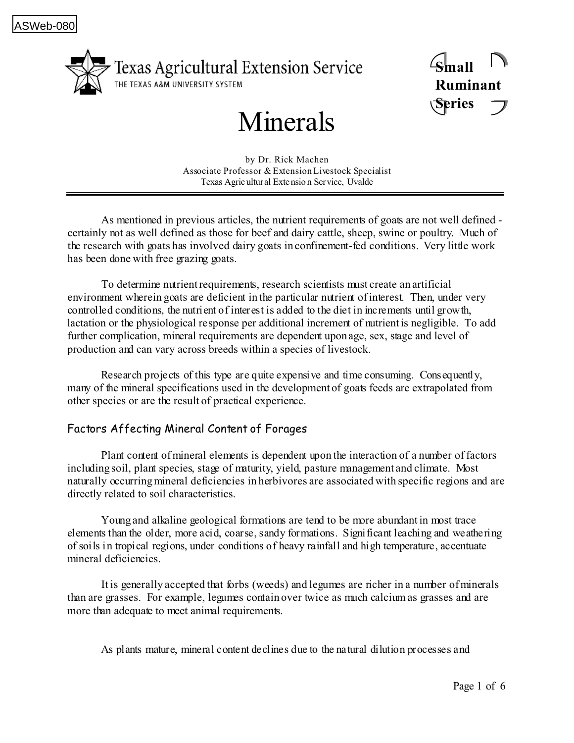ASWeb-080

Texas Agricultural Extension Service
THE TEXAS A&M UNIVERSITY SYSTEM

**Small Ruminant Series**

# Minerals

by Dr. Rick Machen
Associate Professor & Extension Livestock Specialist
Texas Agricultural Extension Service, Uvalde

---

As mentioned in previous articles, the nutrient requirements of goats are not well defined - certainly not as well defined as those for beef and dairy cattle, sheep, swine or poultry. Much of the research with goats has involved dairy goats in confinement-fed conditions. Very little work has been done with free grazing goats.

To determine nutrient requirements, research scientists must create an artificial environment wherein goats are deficient in the particular nutrient of interest. Then, under very controlled conditions, the nutrient of interest is added to the diet in increments until growth, lactation or the physiological response per additional increment of nutrient is negligible. To add further complication, mineral requirements are dependent upon age, sex, stage and level of production and can vary across breeds within a species of livestock.

Research projects of this type are quite expensive and time consuming. Consequently, many of the mineral specifications used in the development of goats feeds are extrapolated from other species or are the result of practical experience.

## Factors Affecting Mineral Content of Forages

Plant content of mineral elements is dependent upon the interaction of a number of factors including soil, plant species, stage of maturity, yield, pasture management and climate. Most naturally occurring mineral deficiencies in herbivores are associated with specific regions and are directly related to soil characteristics.

Young and alkaline geological formations are tend to be more abundant in most trace elements than the older, more acid, coarse, sandy formations. Significant leaching and weathering of soils in tropical regions, under conditions of heavy rainfall and high temperature, accentuate mineral deficiencies.

It is generally accepted that forbs (weeds) and legumes are richer in a number of minerals than are grasses. For example, legumes contain over twice as much calcium as grasses and are more than adequate to meet animal requirements.

As plants mature, mineral content declines due to the natural dilution processes and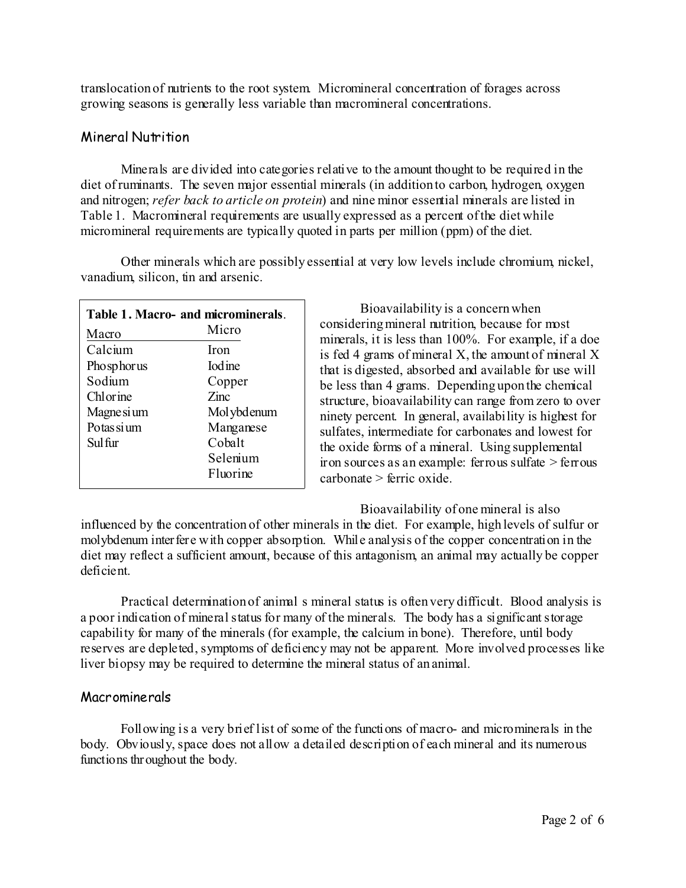translocation of nutrients to the root system. Micromineral concentration of forages across growing seasons is generally less variable than macromineral concentrations.

## Mineral Nutrition

Minerals are divided into categories relative to the amount thought to be required in the diet of ruminants. The seven major essential minerals (in addition to carbon, hydrogen, oxygen and nitrogen; *refer back to article on protein*) and nine minor essential minerals are listed in Table 1. Macromineral requirements are usually expressed as a percent of the diet while micromineral requirements are typically quoted in parts per million (ppm) of the diet.

Other minerals which are possibly essential at very low levels include chromium, nickel, vanadium, silicon, tin and arsenic.

**Table 1. Macro- and microminerals.**

| Macro | Micro |
|---|---|
| Calcium | Iron |
| Phosphorus | Iodine |
| Sodium | Copper |
| Chlorine | Zinc |
| Magnesium | Molybdenum |
| Potassium | Manganese |
| Sulfur | Cobalt |
| | Selenium |
| | Fluorine |

Bioavailability is a concern when considering mineral nutrition, because for most minerals, it is less than 100%. For example, if a doe is fed 4 grams of mineral X, the amount of mineral X that is digested, absorbed and available for use will be less than 4 grams. Depending upon the chemical structure, bioavailability can range from zero to over ninety percent. In general, availability is highest for sulfates, intermediate for carbonates and lowest for the oxide forms of a mineral. Using supplemental iron sources as an example: ferrous sulfate > ferrous carbonate > ferric oxide.

Bioavailability of one mineral is also influenced by the concentration of other minerals in the diet. For example, high levels of sulfur or molybdenum interfere with copper absorption. While analysis of the copper concentration in the diet may reflect a sufficient amount, because of this antagonism, an animal may actually be copper deficient.

Practical determination of animal s mineral status is often very difficult. Blood analysis is a poor indication of mineral status for many of the minerals. The body has a significant storage capability for many of the minerals (for example, the calcium in bone). Therefore, until body reserves are depleted, symptoms of deficiency may not be apparent. More involved processes like liver biopsy may be required to determine the mineral status of an animal.

## Macrominerals

Following is a very brief list of some of the functions of macro- and microminerals in the body. Obviously, space does not allow a detailed description of each mineral and its numerous functions throughout the body.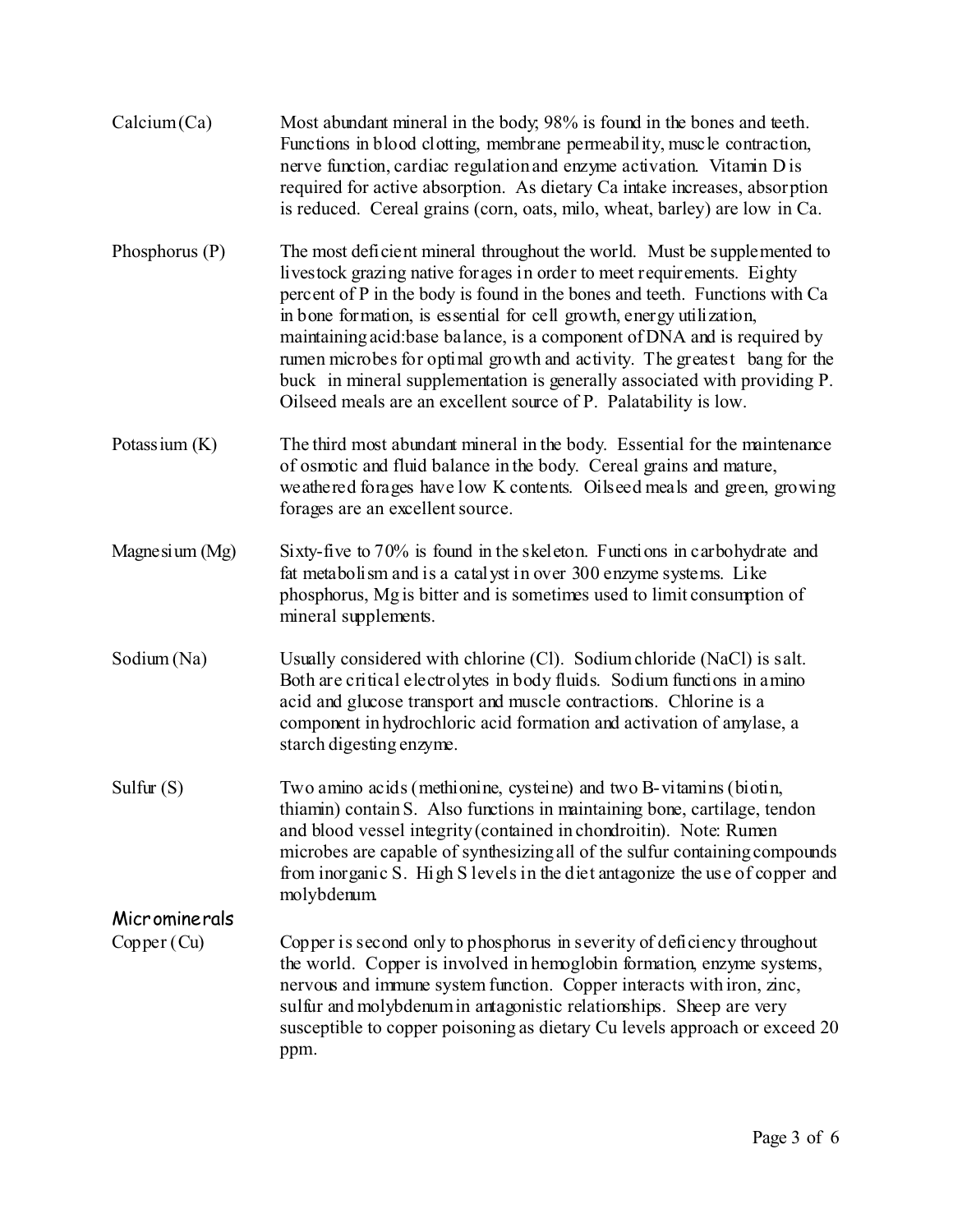**Calcium (Ca)** Most abundant mineral in the body; 98% is found in the bones and teeth. Functions in blood clotting, membrane permeability, muscle contraction, nerve function, cardiac regulation and enzyme activation. Vitamin D is required for active absorption. As dietary Ca intake increases, absorption is reduced. Cereal grains (corn, oats, milo, wheat, barley) are low in Ca.

**Phosphorus (P)** The most deficient mineral throughout the world. Must be supplemented to livestock grazing native forages in order to meet requirements. Eighty percent of P in the body is found in the bones and teeth. Functions with Ca in bone formation, is essential for cell growth, energy utilization, maintaining acid:base balance, is a component of DNA and is required by rumen microbes for optimal growth and activity. The greatest bang for the buck in mineral supplementation is generally associated with providing P. Oilseed meals are an excellent source of P. Palatability is low.

**Potassium (K)** The third most abundant mineral in the body. Essential for the maintenance of osmotic and fluid balance in the body. Cereal grains and mature, weathered forages have low K contents. Oilseed meals and green, growing forages are an excellent source.

**Magnesium (Mg)** Sixty-five to 70% is found in the skeleton. Functions in carbohydrate and fat metabolism and is a catalyst in over 300 enzyme systems. Like phosphorus, Mg is bitter and is sometimes used to limit consumption of mineral supplements.

**Sodium (Na)** Usually considered with chlorine (Cl). Sodium chloride (NaCl) is salt. Both are critical electrolytes in body fluids. Sodium functions in amino acid and glucose transport and muscle contractions. Chlorine is a component in hydrochloric acid formation and activation of amylase, a starch digesting enzyme.

**Sulfur (S)** Two amino acids (methionine, cysteine) and two B-vitamins (biotin, thiamin) contain S. Also functions in maintaining bone, cartilage, tendon and blood vessel integrity (contained in chondroitin). Note: Rumen microbes are capable of synthesizing all of the sulfur containing compounds from inorganic S. High S levels in the diet antagonize the use of copper and molybdenum.

## Microminerals

**Copper (Cu)** Copper is second only to phosphorus in severity of deficiency throughout the world. Copper is involved in hemoglobin formation, enzyme systems, nervous and immune system function. Copper interacts with iron, zinc, sulfur and molybdenum in antagonistic relationships. Sheep are very susceptible to copper poisoning as dietary Cu levels approach or exceed 20 ppm.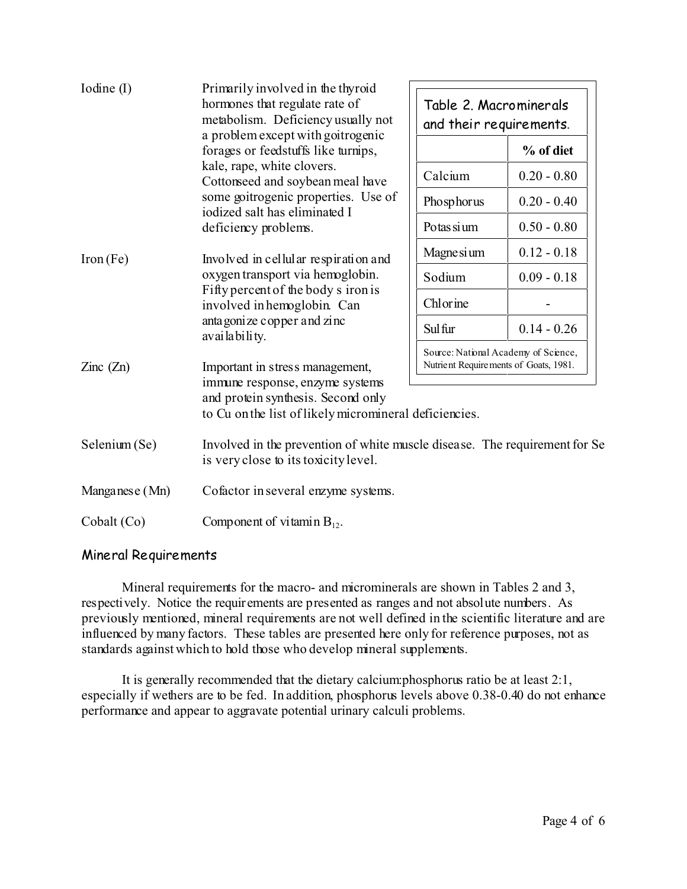Iodine (I) — Primarily involved in the thyroid hormones that regulate rate of metabolism. Deficiency usually not a problem except with goitrogenic forages or feedstuffs like turnips, kale, rape, white clovers. Cottonseed and soybean meal have some goitrogenic properties. Use of iodized salt has eliminated I deficiency problems.

Iron (Fe) — Involved in cellular respiration and oxygen transport via hemoglobin. Fifty percent of the body s iron is involved in hemoglobin. Can antagonize copper and zinc availability.

Zinc (Zn) — Important in stress management, immune response, enzyme systems and protein synthesis. Second only to Cu on the list of likely micromineral deficiencies.

Selenium (Se) — Involved in the prevention of white muscle disease. The requirement for Se is very close to its toxicity level.

Manganese (Mn) — Cofactor in several enzyme systems.

Cobalt (Co) — Component of vitamin $B_{12}$.

Table 2. Macrominerals and their requirements.

| | % of diet |
|---|---|
| Calcium | 0.20 - 0.80 |
| Phosphorus | 0.20 - 0.40 |
| Potassium | 0.50 - 0.80 |
| Magnesium | 0.12 - 0.18 |
| Sodium | 0.09 - 0.18 |
| Chlorine | - |
| Sulfur | 0.14 - 0.26 |

Source: National Academy of Science, Nutrient Requirements of Goats, 1981.

## Mineral Requirements

Mineral requirements for the macro- and microminerals are shown in Tables 2 and 3, respectively. Notice the requirements are presented as ranges and not absolute numbers. As previously mentioned, mineral requirements are not well defined in the scientific literature and are influenced by many factors. These tables are presented here only for reference purposes, not as standards against which to hold those who develop mineral supplements.

It is generally recommended that the dietary calcium:phosphorus ratio be at least 2:1, especially if wethers are to be fed. In addition, phosphorus levels above 0.38-0.40 do not enhance performance and appear to aggravate potential urinary calculi problems.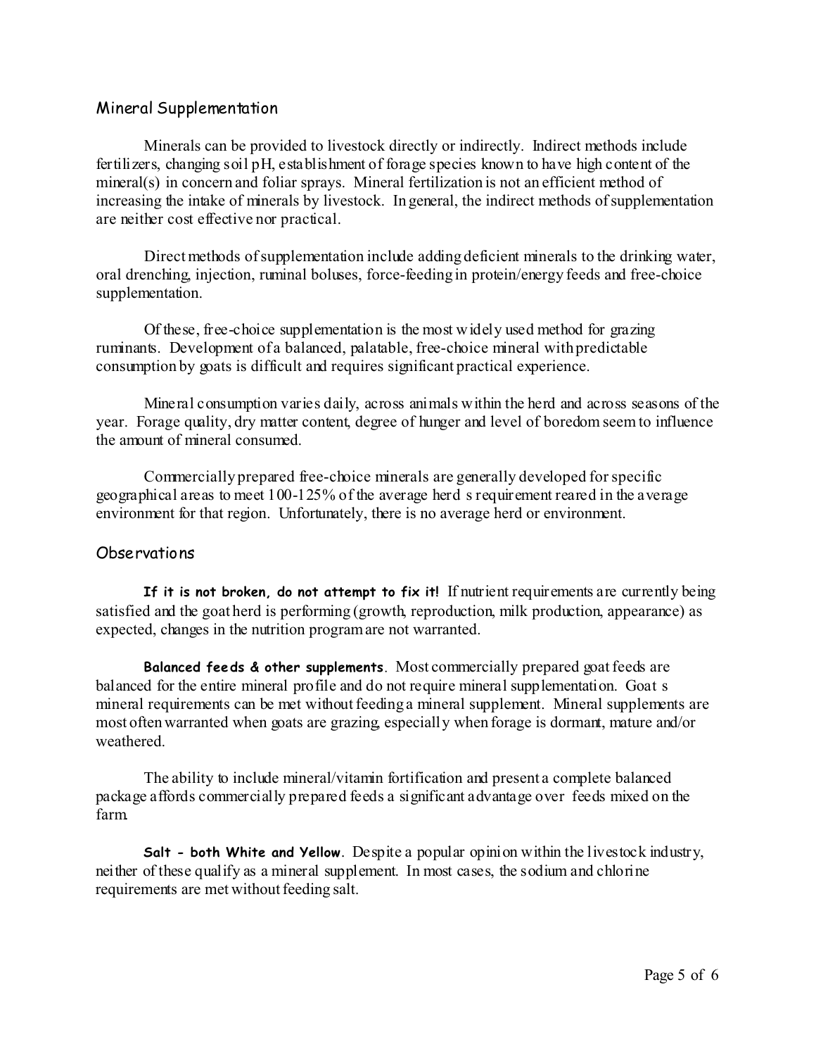## Mineral Supplementation

Minerals can be provided to livestock directly or indirectly. Indirect methods include fertilizers, changing soil pH, establishment of forage species known to have high content of the mineral(s) in concern and foliar sprays. Mineral fertilization is not an efficient method of increasing the intake of minerals by livestock. In general, the indirect methods of supplementation are neither cost effective nor practical.

Direct methods of supplementation include adding deficient minerals to the drinking water, oral drenching, injection, ruminal boluses, force-feeding in protein/energy feeds and free-choice supplementation.

Of these, free-choice supplementation is the most widely used method for grazing ruminants. Development of a balanced, palatable, free-choice mineral with predictable consumption by goats is difficult and requires significant practical experience.

Mineral consumption varies daily, across animals within the herd and across seasons of the year. Forage quality, dry matter content, degree of hunger and level of boredom seem to influence the amount of mineral consumed.

Commercially prepared free-choice minerals are generally developed for specific geographical areas to meet 100-125% of the average herd s requirement reared in the average environment for that region. Unfortunately, there is no average herd or environment.

## Observations

**If it is not broken, do not attempt to fix it!** If nutrient requirements are currently being satisfied and the goat herd is performing (growth, reproduction, milk production, appearance) as expected, changes in the nutrition program are not warranted.

**Balanced feeds & other supplements**. Most commercially prepared goat feeds are balanced for the entire mineral profile and do not require mineral supplementation. Goat s mineral requirements can be met without feeding a mineral supplement. Mineral supplements are most often warranted when goats are grazing, especially when forage is dormant, mature and/or weathered.

The ability to include mineral/vitamin fortification and present a complete balanced package affords commercially prepared feeds a significant advantage over feeds mixed on the farm.

**Salt - both White and Yellow**. Despite a popular opinion within the livestock industry, neither of these qualify as a mineral supplement. In most cases, the sodium and chlorine requirements are met without feeding salt.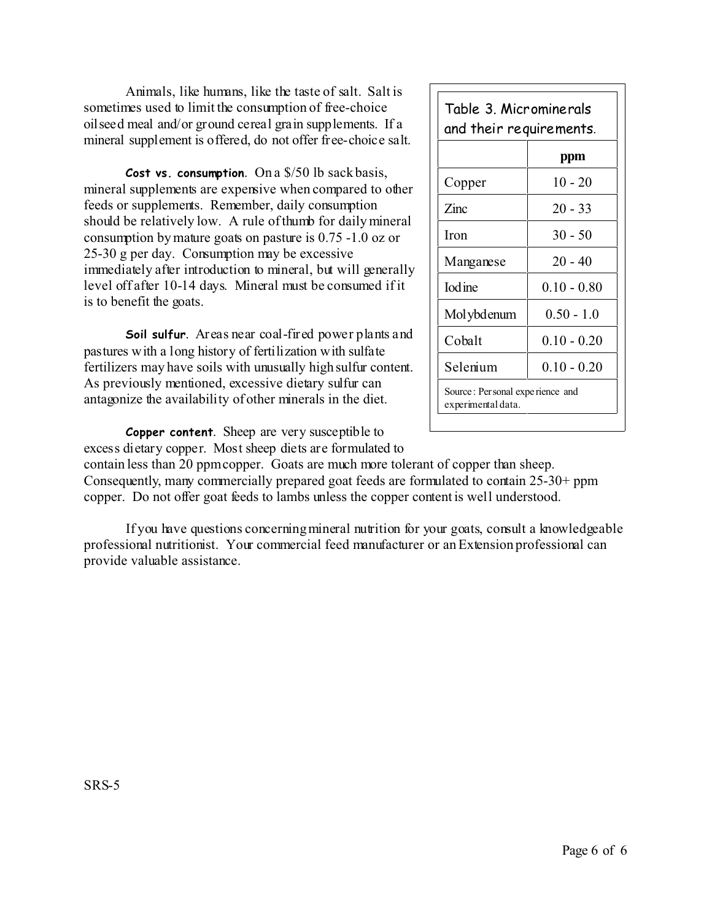Animals, like humans, like the taste of salt. Salt is sometimes used to limit the consumption of free-choice oilseed meal and/or ground cereal grain supplements. If a mineral supplement is offered, do not offer free-choice salt.

**Cost vs. consumption**. On a $/50 lb sack basis, mineral supplements are expensive when compared to other feeds or supplements. Remember, daily consumption should be relatively low. A rule of thumb for daily mineral consumption by mature goats on pasture is 0.75 -1.0 oz or 25-30 g per day. Consumption may be excessive immediately after introduction to mineral, but will generally level off after 10-14 days. Mineral must be consumed if it is to benefit the goats.

**Soil sulfur**. Areas near coal-fired power plants and pastures with a long history of fertilization with sulfate fertilizers may have soils with unusually high sulfur content. As previously mentioned, excessive dietary sulfur can antagonize the availability of other minerals in the diet.

Table 3. Microminerals and their requirements.

| | ppm |
|---|---|
| Copper | 10 - 20 |
| Zinc | 20 - 33 |
| Iron | 30 - 50 |
| Manganese | 20 - 40 |
| Iodine | 0.10 - 0.80 |
| Molybdenum | 0.50 - 1.0 |
| Cobalt | 0.10 - 0.20 |
| Selenium | 0.10 - 0.20 |

Source: Personal experience and experimental data.

**Copper content**. Sheep are very susceptible to excess dietary copper. Most sheep diets are formulated to contain less than 20 ppm copper. Goats are much more tolerant of copper than sheep. Consequently, many commercially prepared goat feeds are formulated to contain 25-30+ ppm copper. Do not offer goat feeds to lambs unless the copper content is well understood.

If you have questions concerning mineral nutrition for your goats, consult a knowledgeable professional nutritionist. Your commercial feed manufacturer or an Extension professional can provide valuable assistance.

SRS-5